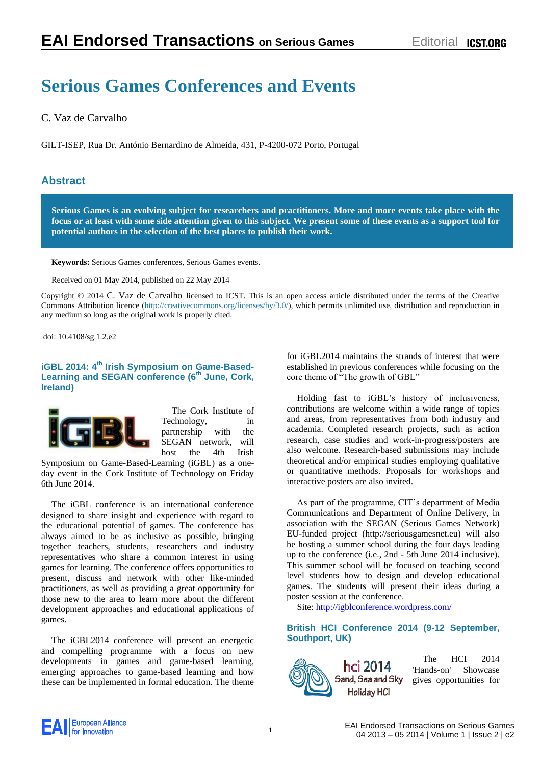# Serious Games Conferences and Events

C. Vaz de Carvalho

GILT-ISEP, Rua Dr. António Bernardino de Almeida, 431, P-4200-072 Porto, Portugal

## Abstract

**Serious Games is an evolving subject for researchers and practitioners. More and more events take place with the focus or at least with some side attention given to this subject. We present some of these events as a support tool for potential authors in the selection of the best places to publish their work.**

**Keywords:** Serious Games conferences, Serious Games events.

Received on 01 May 2014, published on 22 May 2014

Copyright © 2014 C. Vaz de Carvalho licensed to ICST. This is an open access article distributed under the terms of the Creative Commons Attribution licence (http://creativecommons.org/licenses/by/3.0/), which permits unlimited use, distribution and reproduction in any medium so long as the original work is properly cited.

doi: 10.4108/sg.1.2.e2

### iGBL 2014: 4th Irish Symposium on Game-Based-Learning and SEGAN conference (6th June, Cork, Ireland)

The Cork Institute of Technology, in partnership with the SEGAN network, will host the 4th Irish Symposium on Game-Based-Learning (iGBL) as a one-day event in the Cork Institute of Technology on Friday 6th June 2014.

The iGBL conference is an international conference designed to share insight and experience with regard to the educational potential of games. The conference has always aimed to be as inclusive as possible, bringing together teachers, students, researchers and industry representatives who share a common interest in using games for learning. The conference offers opportunities to present, discuss and network with other like-minded practitioners, as well as providing a great opportunity for those new to the area to learn more about the different development approaches and educational applications of games.

The iGBL2014 conference will present an energetic and compelling programme with a focus on new developments in games and game-based learning, emerging approaches to game-based learning and how these can be implemented in formal education. The theme for iGBL2014 maintains the strands of interest that were established in previous conferences while focusing on the core theme of "The growth of GBL"

Holding fast to iGBL's history of inclusiveness, contributions are welcome within a wide range of topics and areas, from representatives from both industry and academia. Completed research projects, such as action research, case studies and work-in-progress/posters are also welcome. Research-based submissions may include theoretical and/or empirical studies employing qualitative or quantitative methods. Proposals for workshops and interactive posters are also invited.

As part of the programme, CIT's department of Media Communications and Department of Online Delivery, in association with the SEGAN (Serious Games Network) EU-funded project (http://seriousgamesnet.eu) will also be hosting a summer school during the four days leading up to the conference (i.e., 2nd - 5th June 2014 inclusive). This summer school will be focused on teaching second level students how to design and develop educational games. The students will present their ideas during a poster session at the conference.

Site: http://igblconference.wordpress.com/

### British HCI Conference 2014 (9-12 September, Southport, UK)

The HCI 2014 'Hands-on' Showcase gives opportunities for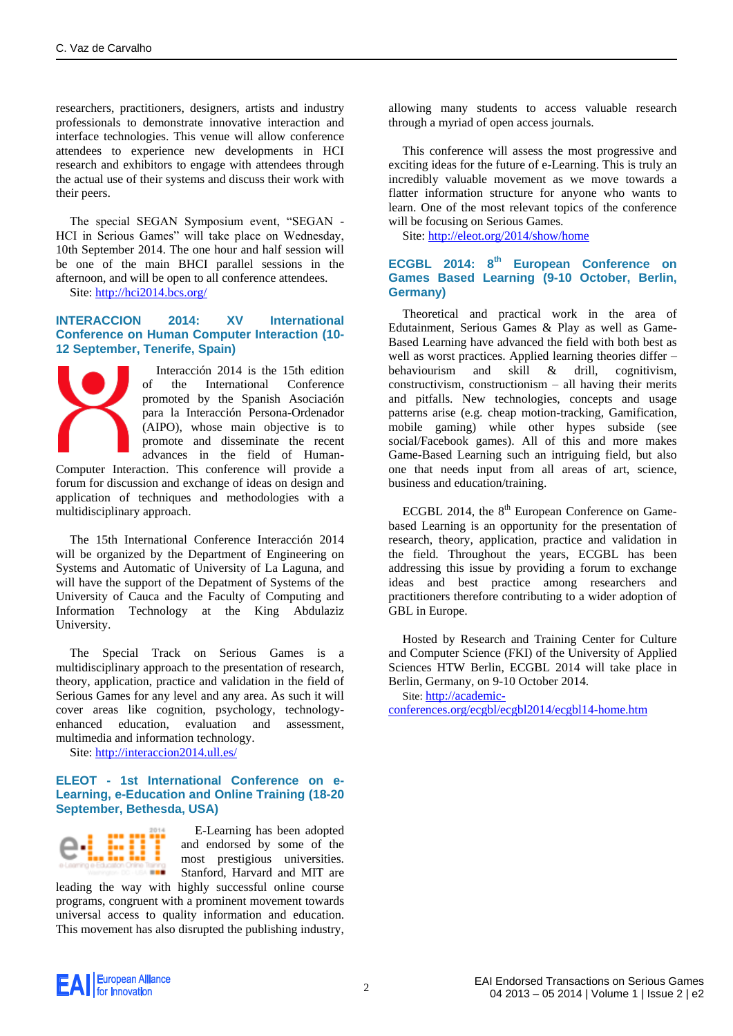researchers, practitioners, designers, artists and industry professionals to demonstrate innovative interaction and interface technologies. This venue will allow conference attendees to experience new developments in HCI research and exhibitors to engage with attendees through the actual use of their systems and discuss their work with their peers.

The special SEGAN Symposium event, "SEGAN - HCI in Serious Games" will take place on Wednesday, 10th September 2014. The one hour and half session will be one of the main BHCI parallel sessions in the afternoon, and will be open to all conference attendees.

Site: http://hci2014.bcs.org/

## INTERACCION 2014: XV International Conference on Human Computer Interaction (10-12 September, Tenerife, Spain)

Interacción 2014 is the 15th edition of the International Conference promoted by the Spanish Asociación para la Interacción Persona-Ordenador (AIPO), whose main objective is to promote and disseminate the recent advances in the field of Human-Computer Interaction. This conference will provide a forum for discussion and exchange of ideas on design and application of techniques and methodologies with a multidisciplinary approach.

The 15th International Conference Interacción 2014 will be organized by the Department of Engineering on Systems and Automatic of University of La Laguna, and will have the support of the Depatment of Systems of the University of Cauca and the Faculty of Computing and Information Technology at the King Abdulaziz University.

The Special Track on Serious Games is a multidisciplinary approach to the presentation of research, theory, application, practice and validation in the field of Serious Games for any level and any area. As such it will cover areas like cognition, psychology, technology-enhanced education, evaluation and assessment, multimedia and information technology.

Site: http://interaccion2014.ull.es/

## ELEOT - 1st International Conference on e-Learning, e-Education and Online Training (18-20 September, Bethesda, USA)

E-Learning has been adopted and endorsed by some of the most prestigious universities. Stanford, Harvard and MIT are leading the way with highly successful online course programs, congruent with a prominent movement towards universal access to quality information and education. This movement has also disrupted the publishing industry, allowing many students to access valuable research through a myriad of open access journals.

This conference will assess the most progressive and exciting ideas for the future of e-Learning. This is truly an incredibly valuable movement as we move towards a flatter information structure for anyone who wants to learn. One of the most relevant topics of the conference will be focusing on Serious Games.

Site: http://eleot.org/2014/show/home

## ECGBL 2014: 8th European Conference on Games Based Learning (9-10 October, Berlin, Germany)

Theoretical and practical work in the area of Edutainment, Serious Games & Play as well as Game-Based Learning have advanced the field with both best as well as worst practices. Applied learning theories differ – behaviourism and skill & drill, cognitivism, constructivism, constructionism – all having their merits and pitfalls. New technologies, concepts and usage patterns arise (e.g. cheap motion-tracking, Gamification, mobile gaming) while other hypes subside (see social/Facebook games). All of this and more makes Game-Based Learning such an intriguing field, but also one that needs input from all areas of art, science, business and education/training.

ECGBL 2014, the 8th European Conference on Game-based Learning is an opportunity for the presentation of research, theory, application, practice and validation in the field. Throughout the years, ECGBL has been addressing this issue by providing a forum to exchange ideas and best practice among researchers and practitioners therefore contributing to a wider adoption of GBL in Europe.

Hosted by Research and Training Center for Culture and Computer Science (FKI) of the University of Applied Sciences HTW Berlin, ECGBL 2014 will take place in Berlin, Germany, on 9-10 October 2014.

Site: http://academic-conferences.org/ecgbl/ecgbl2014/ecgbl14-home.htm